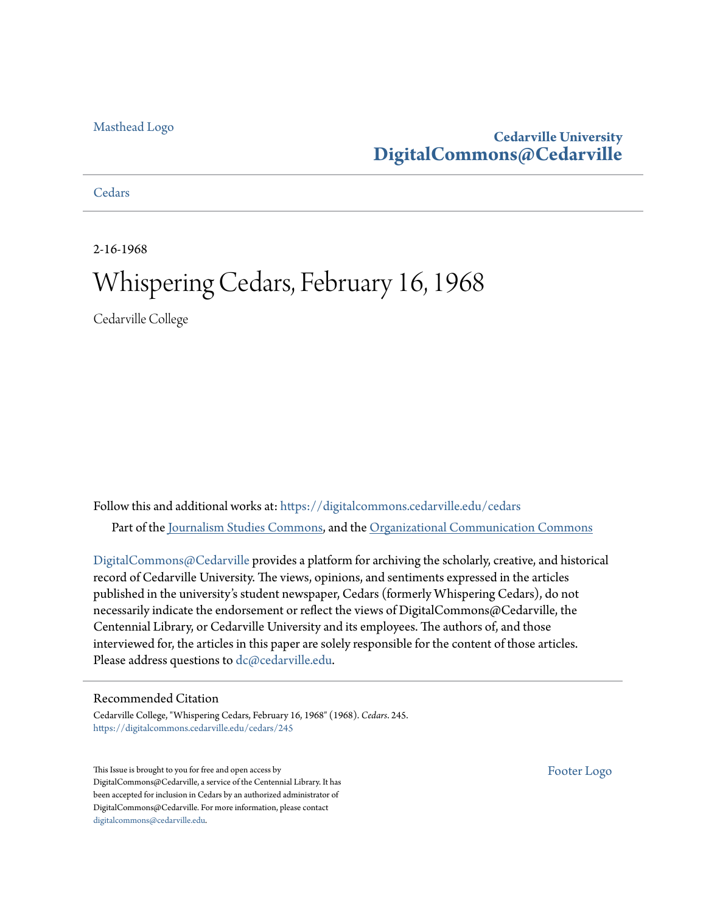Masthead Logo

**Cedarville University**
**DigitalCommons@Cedarville**

Cedars

2-16-1968

# Whispering Cedars, February 16, 1968

Cedarville College

Follow this and additional works at: https://digitalcommons.cedarville.edu/cedars

Part of the Journalism Studies Commons, and the Organizational Communication Commons

DigitalCommons@Cedarville provides a platform for archiving the scholarly, creative, and historical record of Cedarville University. The views, opinions, and sentiments expressed in the articles published in the university's student newspaper, Cedars (formerly Whispering Cedars), do not necessarily indicate the endorsement or reflect the views of DigitalCommons@Cedarville, the Centennial Library, or Cedarville University and its employees. The authors of, and those interviewed for, the articles in this paper are solely responsible for the content of those articles. Please address questions to dc@cedarville.edu.

## Recommended Citation

Cedarville College, "Whispering Cedars, February 16, 1968" (1968). *Cedars*. 245.
https://digitalcommons.cedarville.edu/cedars/245

This Issue is brought to you for free and open access by DigitalCommons@Cedarville, a service of the Centennial Library. It has been accepted for inclusion in Cedars by an authorized administrator of DigitalCommons@Cedarville. For more information, please contact digitalcommons@cedarville.edu.

Footer Logo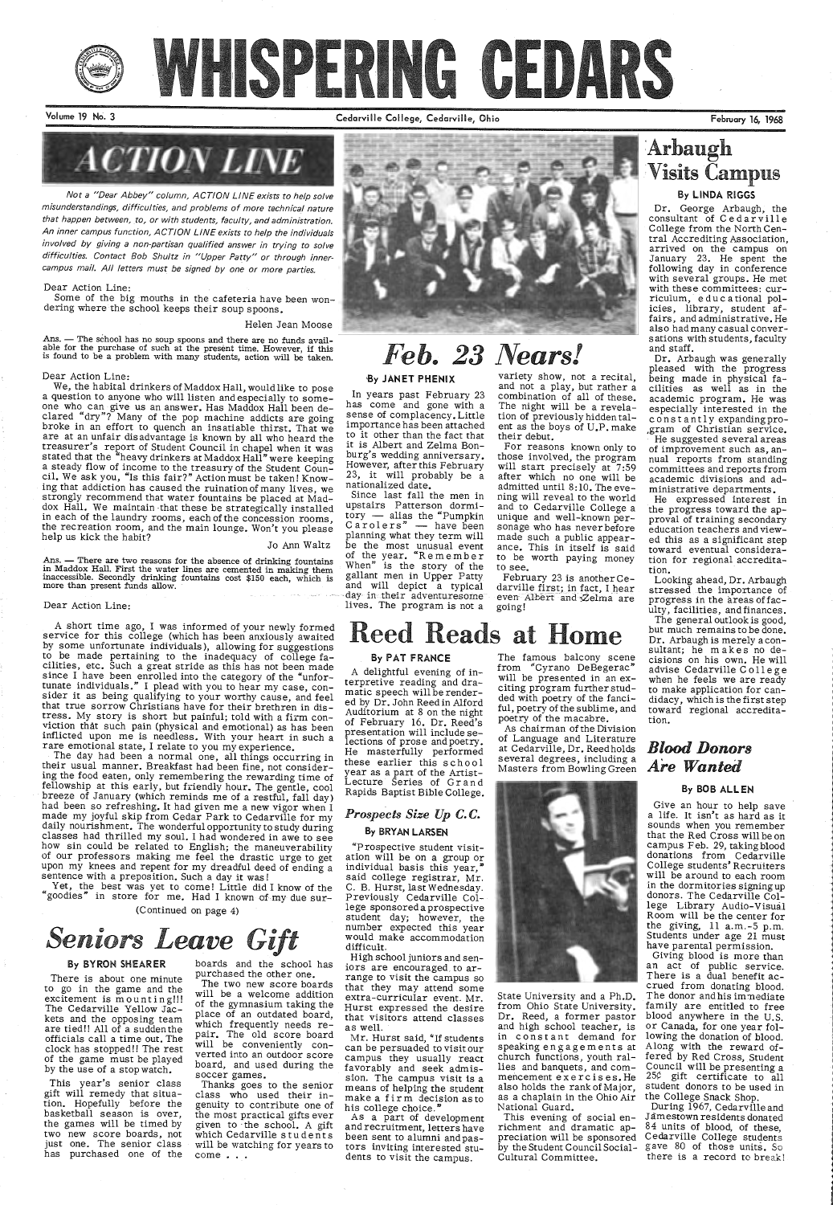# WHISPERING CEDARS

Volume 19 No. 3 — Cedarville College, Cedarville, Ohio — February 16, 1968

## ACTION LINE

*Not a "Dear Abbey" column, ACTION LINE exists to help solve misunderstandings, difficulties, and problems of more technical nature that happen between, to, or with students, faculty, and administration. An inner campus function, ACTION LINE exists to help the individuals involved by giving a non-partisan qualified answer in trying to solve difficulties. Contact Bob Shultz in "Upper Patty" or through inner-campus mail. All letters must be signed by one or more parties.*

Dear Action Line:

Some of the big mouths in the cafeteria have been wondering where the school keeps their soup spoons.

Helen Jean Moose

Ans. — The school has no soup spoons and there are no funds available for the purchase of such at the present time. However, if this is found to be a problem with many students, action will be taken.

Dear Action Line:

We, the habital drinkers of Maddox Hall, would like to pose a question to anyone who will listen and especially to someone who can give us an answer. Has Maddox Hall been declared "dry"? Many of the pop machine addicts are going broke in an effort to quench an insatiable thirst. That we are at an unfair disadvantage is known by all who heard the treasurer's report of Student Council in chapel when it was stated that the "heavy drinkers at Maddox Hall" were keeping a steady flow of income to the treasury of the Student Council. We ask you, "Is this fair?" Action must be taken! Knowing that addiction has caused the ruination of many lives, we strongly recommend that water fountains be placed at Maddox Hall. We maintain that these be strategically installed in each of the laundry rooms, each of the concession rooms, the recreation room, and the main lounge. Won't you please help us kick the habit?

Jo Ann Waltz

Ans. — There are two reasons for the absence of drinking fountains in Maddox Hall. First the water lines are cemented in making them inaccessible. Secondly drinking fountains cost $150 each, which is more than present funds allow.

Dear Action Line:

A short time ago, I was informed of your newly formed service for this college (which has been anxiously awaited by some unfortunate individuals), allowing for suggestions to be made pertaining to the inadequacy of college facilities, etc. Such a great stride as this has not been made since I have been enrolled into the category of the "unfortunate individuals." I plead with you to hear my case, consider it as being qualifying to your worthy cause, and feel that true sorrow Christians have for their brethren in distress. My story is short but painful; told with a firm conviction that such pain (physical and emotional) as has been inflicted upon me is needless. With your heart in such a rare emotional state, I relate to you my experience.

The day had been a normal one, all things occurring in their usual manner. Breakfast had fine, not considering the food eaten, only remembering the rewarding time of fellowship at this early, but friendly hour. The gentle, cool breeze of January (which reminds me of a restful, fall day) had been so refreshing. It had given me a new vigor when I made my joyful skip from Cedar Park to Cedarville for my daily nourishment. The wonderful opportunity to study during classes had thrilled my soul. I had wondered in awe to see how sin could be related to English; the maneuverability of our professors making me feel the drastic urge to get upon my knees and repent for my dreadful deed of ending a sentence with a preposition. Such a day it was!

Yet, the best was yet to come! Little did I know of the "goodies" in store for me. Had I known of my due sur-

(Continued on page 4)

## Seniors Leave Gift

**By BYRON SHEARER**

There is about one minute to go in the game and the excitement is mounting!!! The Cedarville Yellow Jackets and the opposing team are tied!! All of a sudden the officials call a time out. The clock has stopped!! The rest of the game must be played by the use of a stop watch.

This year's senior class gift will remedy that situation. Hopefully before the basketball season is over, the games will be timed by two new score boards, not just one. The senior class has purchased one of the boards and the school has purchased the other one.

The two new score boards will be a welcome addition of the gymnasium taking the place of an outdated board, which frequently needs repair. The old score board will be conveniently converted into an outdoor score board, and used during the soccer games.

Thanks goes to the senior class who used their ingenuity to contribute one of the most practical gifts ever given to the school. A gift which Cedarville students will be watching for years to come . . .

## Feb. 23 Nears!

**By JANET PHENIX**

In years past February 23 has come and gone with a sense of complacency. Little importance has been attached to it other than the fact that it is Albert and Zelma Bonburg's wedding anniversary. However, after this February 23, it will probably be a nationalized date.

Since last fall the men in upstairs Patterson dormitory — alias the "Pumpkin Carolers" — have been planning what they term will be the most unusual event of the year. "Remember When" is the story of the gallant men in Upper Patty and will depict a typical day in their adventuresome lives. The program is not a variety show, not a recital, and not a play, but rather a combination of all of these. The night will be a revelation of previously hidden talent as the boys of U.P. make their debut.

For reasons known only to those involved, the program will start precisely at 7:59 after which no one will be admitted until 8:10. The evening will reveal to the world and to Cedarville College a unique and well-known personage who has never before made such a public appearance. This in itself is said to be worth paying money to see.

February 23 is another Cedarville first; in fact, I hear even Albert and Zelma are going!

## Reed Reads at Home

**By PAT FRANCE**

A delightful evening of interpretive reading and dramatic speech will be rendered by Dr. John Reed in Alford Auditorium at 8 on the night of February 16. Dr. Reed's presentation will include selections of prose and poetry. He masterfully performed these earlier this school year as a part of the Artist-Lecture Series of Grand Rapids Baptist Bible College.

The famous balcony scene from "Cyrano DeBegerac" will be presented in an exciting program further studded with poetry of the fanciful, poetry of the sublime, and poetry of the macabre.

As chairman of the Division of Language and Literature at Cedarville, Dr. Reed holds several degrees, including a Masters from Bowling Green State University and a Ph.D. from Ohio State University. Dr. Reed, a former pastor and high school teacher, is in constant demand for speaking engagements at church functions, youth rallies and banquets, and commencement exercises. He also holds the rank of Major, as a chaplain in the Ohio Air National Guard.

This evening of social enrichment and dramatic appreciation will be sponsored by the Student Council Social-Cultural Committee.

### Prospects Size Up C.C.

**By BRYAN LARSEN**

"Prospective student visitation will be on a group or individual basis this year," said college registrar, Mr. C. B. Hurst, last Wednesday. Previously Cedarville College sponsored a prospective student day; however, the number expected this year would make accommodation difficult.

High school juniors and seniors are encouraged to arrange to visit the campus so that they may attend some extra-curricular event. Mr. Hurst expressed the desire that visitors attend classes as well.

Mr. Hurst said, "If students can be persuaded to visit our campus they usually react favorably and seek admission. The campus visit is a means of helping the student make a firm decision as to his college choice."

As a part of development and recruitment, letters have been sent to alumni and pastors inviting interested students to visit the campus.

## Arbaugh Visits Campus

**By LINDA RIGGS**

Dr. George Arbaugh, the consultant of Cedarville College from the North Central Accrediting Association, arrived on the campus on January 23. He spent the following day in conference with several groups. He met with these committees: curriculum, educational policies, library, student affairs, and administrative. He also had many casual conversations with students, faculty and staff.

Dr. Arbaugh was generally pleased with the progress being made in physical facilities as well as in the academic program. He was especially interested in the constantly expanding program of Christian service.

He suggested several areas of improvement such as, annual reports from standing committees and reports from academic divisions and administrative departments.

He expressed interest in the progress toward the approval of training secondary education teachers and viewed this as a significant step toward eventual consideration for regional accreditation.

Looking ahead, Dr. Arbaugh stressed the importance of progress in the areas of faculty, facilities, and finances.

The general outlook is good, but much remains to be done. Dr. Arbaugh is merely a consultant; he makes no decisions on his own. He will advise Cedarville College when he feels we are ready to make application for candidacy, which is the first step toward regional accreditation.

## Blood Donors Are Wanted

**By BOB ALLEN**

Give an hour to help save a life. It isn't as hard as it sounds when you remember that the Red Cross will be on campus Feb. 29, taking blood donations from Cedarville College students' Recruiters will be around to each room in the dormitories signing up donors. The Cedarville College Library Audio-Visual Room will be the center for the giving, 11 a.m.-5 p.m. Students under age 21 must have parental permission.

Giving blood is more than an act of public service. There is a dual benefit accrued from donating blood. The donor and his immediate family are entitled to free blood anywhere in the U.S. or Canada, for one year following the donation of blood. Along with the reward offered by Red Cross, Student Council will be presenting a 25¢ gift certificate to all student donors to be used in the College Snack Shop.

During 1967, Cedarville and Jamestown residents donated 84 units of blood, of these, Cedarville College students gave 80 of those units. So there is a record to break!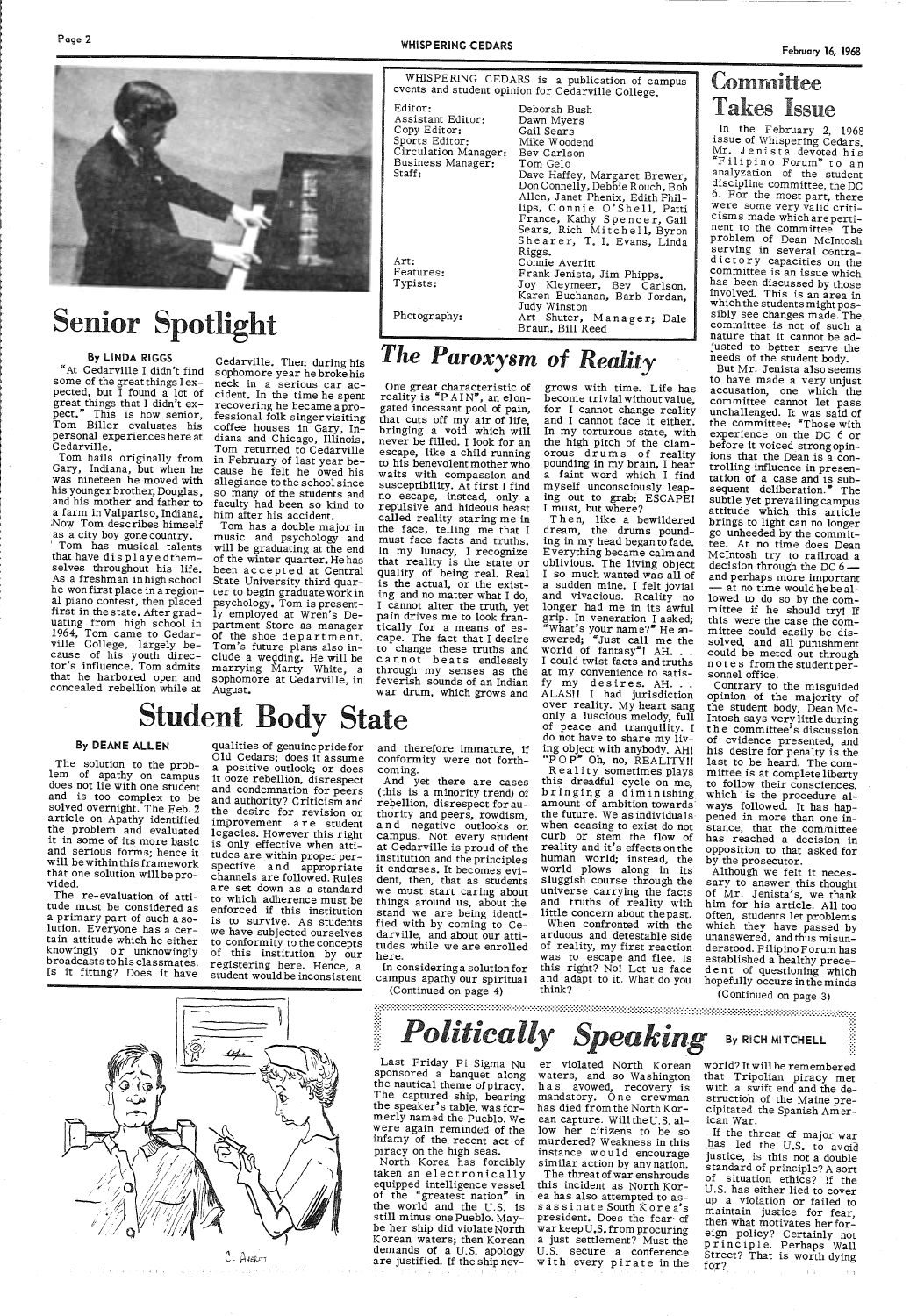# Senior Spotlight

**By LINDA RIGGS**

"At Cedarville I didn't find some of the great things I expected, but I found a lot of great things that I didn't expect." This is how senior, Tom Biller evaluates his personal experiences here at Cedarville.

Tom hails originally from Gary, Indiana, but when he was nineteen he moved with his younger brother, Douglas, and his mother and father to a farm in Valpariso, Indiana. Now Tom describes himself as a city boy gone country.

Tom has musical talents that have displayed themselves throughout his life. As a freshman in high school he won first place in a regional piano contest, then placed first in the state. After graduating from high school in 1964, Tom came to Cedarville College, largely because of his youth director's influence. Tom admits that he harbored open and concealed rebellion while at Cedarville. Then during his sophomore year he broke his neck in a serious car accident. In the time he spent recovering he became a professional folk singer visiting coffee houses in Gary, Indiana and Chicago, Illinois. Tom returned to Cedarville in February of last year because he felt he owed his allegiance to the school since so many of the students and faculty had been so kind to him after his accident.

Tom has a double major in music and psychology and will be graduating at the end of the winter quarter. He has been accepted at Central State University third quarter to begin graduate work in psychology. Tom is presently employed at Wren's Department Store as manager of the shoe department. Tom's future plans also include a wedding. He will be marrying Marty White, a sophomore at Cedarville, in August.

WHISPERING CEDARS is a publication of campus events and student opinion for Cedarville College.

| | |
|---|---|
| Editor: | Deborah Bush |
| Assistant Editor: | Dawn Myers |
| Copy Editor: | Gail Sears |
| Sports Editor: | Mike Woodend |
| Circulation Manager: | Bev Carlson |
| Business Manager: | Tom Gelo |
| Staff: | Dave Haffey, Margaret Brewer, Don Connelly, Debbie Rouch, Bob Allen, Janet Phenix, Edith Phillips, Connie O'Shell, Patti France, Kathy Spencer, Gail Sears, Rich Mitchell, Byron Shearer, T. I. Evans, Linda Riggs. |
| Art: | Connie Averitt |
| Features: | Frank Jenista, Jim Phipps. |
| Typists: | Joy Kleymeer, Bev Carlson, Karen Buchanan, Barb Jordan, Judy Winston |
| Photography: | Art Shuter, Manager; Dale Braun, Bill Reed |

# *The Paroxysm of Reality*

One great characteristic of reality is "PAIN", an elongated incessant pool of pain, that cuts off my air of life, bringing a void which will never be filled. I look for an escape, like a child running to his benevolent mother who waits with compassion and susceptibility. At first I find no escape, instead, only a repulsive and hideous beast called reality staring me in the face, telling me that I must face facts and truths. In my lunacy, I recognize that reality is the state or quality of being real. Real is the actual, or the existing and no matter what I do, I cannot alter the truth, yet pain drives me to look frantically for a means of escape. The fact that I desire to change these truths and cannot beats endlessly through my senses as the feverish sounds of an Indian war drum, which grows and grows with time. Life has become trivial without value, for I cannot change reality and I cannot face it either. In my torturous state, with the high pitch of the clamorous drums of reality pounding in my brain, I hear a faint word which I find myself unconsciously leaping out to grab: ESCAPE! I must, but where?

Then, like a bewildered dream, the drums pounding in my head began to fade. Everything became calm and oblivious. The living object I so much wanted was all of a sudden mine. I felt jovial and vivacious. Reality no longer had me in its awful grip. In veneration I asked; "What's your name?" He answered; "Just call me the world of fantasy"! AH. . . I could twist facts and truths at my convenience to satisfy my desires. AH. . . ALAS!! I had jurisdiction over reality. My heart sang only a luscious melody, full of peace and tranquility. I do not have to share my living object with anybody. AH! "POP" Oh, no, REALITY!!

Reality sometimes plays this dreadful cycle on me, bringing a diminishing amount of ambition towards the future. We as individuals when ceasing to exist do not curb or stem the flow of reality and it's effects on the human world; instead, the world plows along in its sluggish course through the universe carrying the facts and truths of reality with little concern about the past.

When confronted with the arduous and detestable side of reality, my first reaction was to escape and flee. Is this right? No! Let us face and adapt to it. What do you think?

# Committee Takes Issue

In the February 2, 1968 issue of Whispering Cedars, Mr. Jenista devoted his "Filipino Forum" to an analyzation of the student discipline committee, the DC 6. For the most part, there were some very valid criticisms made which are pertinent to the committee. The problem of Dean McIntosh serving in several contradictory capacities on the committee is an issue which has been discussed by those involved. This is an area in which the students might possibly see changes made. The committee is not of such a nature that it cannot be adjusted to better serve the needs of the student body.

But Mr. Jenista also seems to have made a very unjust accusation, one which the committee cannot let pass unchallenged. It was said of the committee: "Those with experience on the DC 6 or before it voiced strong opinions that the Dean is a controlling influence in presentation of a case and is subsequent deliberation." The subtle yet prevailing campus attitude which this article brings to light can no longer go unheeded by the committee. At no time does Dean McIntosh try to railroad a decision through the DC 6 — and perhaps more important — at no time would he be allowed to do so by the committee if he should try! If this were the case the committee could easily be dissolved, and all punishment could be meted out through notes from the student personnel office.

Contrary to the misguided opinion of the majority of the student body, Dean McIntosh says very little during the committee's discussion of evidence presented, and his desire for penalty is the last to be heard. The committee is at complete liberty to follow their consciences, which is the procedure always followed. It has happened in more than one instance, that the committee has reached a decision in opposition to that asked for by the prosecutor.

Although we felt it necessary to answer this thought of Mr. Jenista's, we thank him for his article. All too often, students let problems which they have passed by unanswered, and thus misunderstood. Filipino Forum has established a healthy precedent of questioning which hopefully occurs in the minds

(Continued on page 3)

# Student Body State

**By DEANE ALLEN**

The solution to the problem of apathy on campus does not lie with one student and is too complex to be solved overnight. The Feb. 2 article on Apathy identified the problem and evaluated it in some of its more basic and serious forms; hence it will be within this framework that one solution will be provided.

The re-evaluation of attitude must be considered as a primary part of such a solution. Everyone has a certain attitude which he either knowingly or unknowingly broadcasts to his classmates. Is it fitting? Does it have qualities of genuine pride for Old Cedars; does it assume a positive outlook; or does it ooze rebellion, disrespect and condemnation for peers and authority? Criticism and the desire for revision or improvement are student legacies. However this right is only effective when attitudes are within proper perspective and appropriate channels are followed. Rules are set down as a standard to which adherence must be enforced if this institution is to survive. As students we have subjected ourselves to conformity to the concepts of this institution by our registering here. Hence, a student would be inconsistent and therefore immature, if conformity were not forthcoming.

And yet there are cases (this is a minority trend) of rebellion, disrespect for authority and peers, rowdism, and negative outlooks on campus. Not every student at Cedarville is proud of the institution and the principles it endorses. It becomes evident, then, that as students we must start caring about things around us, about the stand we are being identified with by coming to Cedarville, and about our attitudes while we are enrolled here.

In considering a solution for campus apathy our spiritual

(Continued on page 4)

# *Politically Speaking*

**By RICH MITCHELL**

Last Friday Pi Sigma Nu sponsored a banquet along the nautical theme of piracy. The captured ship, bearing the speaker's table, was formerly named the Pueblo. We were again reminded of the infamy of the recent act of piracy on the high seas.

North Korea has forcibly taken an electronically equipped intelligence vessel of the "greatest nation" in the world and the U.S. is still minus one Pueblo. Maybe her ship did violate North Korean waters; then Korean demands of a U.S. apology are justified. If the ship never violated North Korean waters, and so Washington has avowed, recovery is mandatory. One crewman has died from the North Korean capture. Will the U.S. allow her citizens to be so murdered? Weakness in this instance would encourage similar action by any nation.

The threat of war enshrouds this incident as North Korea has also attempted to assassinate South Korea's president. Does the fear of war keep U.S. from procuring a just settlement? Must the U.S. secure a conference with every pirate in the world? It will be remembered that Tripolian piracy met with a swift end and the destruction of the Maine precipitated the Spanish American War.

If the threat of major war has led the U.S. to avoid justice, is this not a double standard of principle? A sort of situation ethics? If the U.S. has either lied to cover up a violation or failed to maintain justice for fear, then what motivates her foreign policy? Certainly not principle. Perhaps Wall Street? That is worth dying for?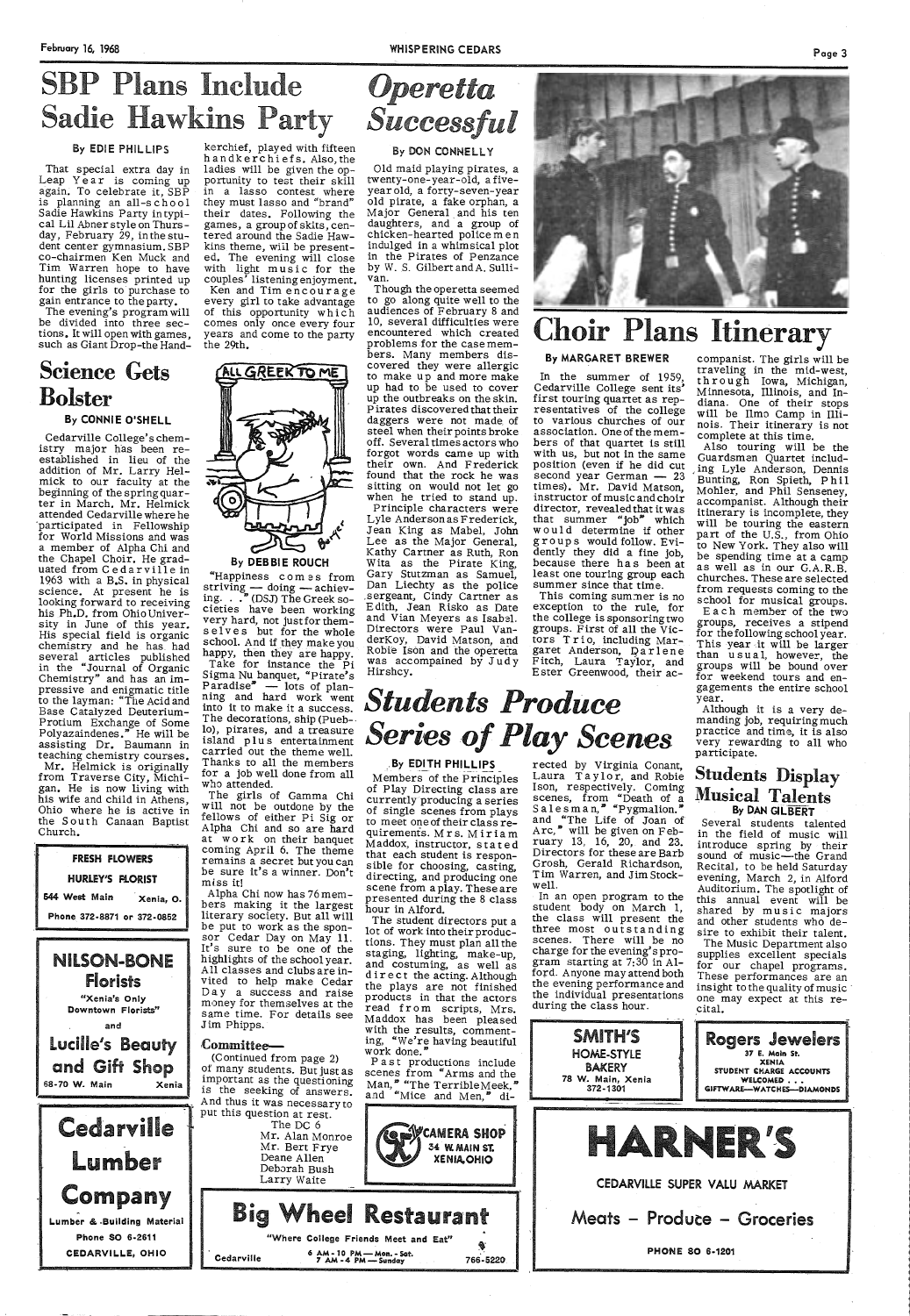# SBP Plans Include Sadie Hawkins Party

By EDIE PHILLIPS

That special extra day in Leap Year is coming up again. To celebrate it, SBP is planning an all-school Sadie Hawkins Party in typical Lil Abner style on Thursday, February 29, in the student center gymnasium. SBP co-chairmen Ken Muck and Tim Warren hope to have hunting licenses printed up for the girls to purchase to gain entrance to the party.

The evening's program will be divided into three sections. It will open with games, such as Giant Drop-the-Handkerchief, played with fifteen handkerchiefs. Also, the ladies will be given the opportunity to test their skill in a lasso contest where they must lasso and "brand" their dates. Following the games, a group of skits, centered around the Sadie Hawkins theme, will be presented. The evening will close with light music for the couples' listening enjoyment.

Ken and Tim encourage every girl to take advantage of this opportunity which comes only once every four years and come to the party the 29th.

# Science Gets Bolster

By CONNIE O'SHELL

Cedarville College's chemistry major has been re-established in lieu of the addition of Mr. Larry Helmick to our faculty at the beginning of the spring quarter in March. Mr. Helmick attended Cedarville where he participated in Fellowship for World Missions and was a member of Alpha Chi and the Chapel Choir. He graduated from Cedarville in 1963 with a B.S. in physical science. At present he is looking forward to receiving his Ph.D. from Ohio University in June of this year. His special field is organic chemistry and he has had several articles published in the "Journal of Organic Chemistry" and has an impressive and enigmatic title to the layman: "The Acid and Base Catalyzed Deuterium-Protium Exchange of Some Polyazaindenes." He will be assisting Dr. Baumann in teaching chemistry courses.

Mr. Helmick is originally from Traverse City, Michigan. He is now living with his wife and child in Athens, Ohio where he is active in the South Canaan Baptist Church.

FRESH FLOWERS
HURLEY'S FLORIST
544 West Main Xenia, O.
Phone 372-8871 or 372-0852

NILSON-BONE Florists
"Xenia's Only Downtown Florists"
and
Lucille's Beauty and Gift Shop
68-70 W. Main Xenia

Cedarville Lumber Company
Lumber & Building Material
Phone SO 6-2611
CEDARVILLE, OHIO

# All Greek To Me

By DEBBIE ROUCH

"Happiness comes from striving — doing — achieving. . ." (DSJ) The Greek societies have been working very hard, not just for themselves but for the whole school. And if they make you happy, then they are happy.

Take for instance the Pi Sigma Nu banquet, "Pirate's Paradise" — lots of planning and hard work went into it to make it a success. The decorations, ship (Pueblo), pirates, and a treasure island plus entertainment carried out the theme well. Thanks to all the members for a job well done from all who attended.

The girls of Gamma Chi will not be outdone by the fellows of either Pi Sig or Alpha Chi and so are hard at work on their banquet coming April 6. The theme remains a secret but you can be sure it's a winner. Don't miss it!

Alpha Chi now has 76 members making it the largest literary society. But all will be put to work as the sponsor Cedar Day on May 11. It's sure to be one of the highlights of the school year. All classes and clubs are invited to help make Cedar Day a success and raise money for themselves at the same time. For details see Jim Phipps.

## Committee—

(Continued from page 2)

of many students. But just as important as the questioning is the seeking of answers. And thus it was necessary to put this question at rest.

The DC 6
Mr. Alan Monroe
Mr. Bert Frye
Deane Allen
Deborah Bush
Larry Waite

# Operetta Successful

By DON CONNELLY

Old maid playing pirates, a twenty-one-year-old, a five-year old, a forty-seven-year old pirate, a fake orphan, a Major General and his ten daughters, and a group of chicken-hearted policemen indulged in a whimsical plot in the Pirates of Penzance by W. S. Gilbert and A. Sullivan.

Though the operetta seemed to go along quite well to the audiences of February 8 and 10, several difficulties were encountered which created problems for the case members. Many members discovered they were allergic to make up and more make up had to be used to cover up the outbreaks on the skin. Pirates discovered that their daggers were not made of steel when their points broke off. Several times actors who forgot words came up with their own. And Frederick found that the rock he was sitting on would not let go when he tried to stand up.

Principle characters were Lyle Anderson as Frederick, Jean King as Mabel, John Lee as the Major General, Kathy Cartner as Ruth, Ron Wita as the Pirate King, Gary Stutzman as Samuel, Dan Liechty as the police sergeant, Cindy Cartner as Edith, Jean Risko as Date and Vian Meyers as Isabel. Directors were Paul VanderKoy, David Matson, and Robie Ison and the operetta was accompanied by Judy Hirshcy.

# Choir Plans Itinerary

By MARGARET BREWER

In the summer of 1959, Cedarville College sent its first touring quartet as representatives of the college to various churches of our association. One of the members of that quartet is still with us, but not in the same position (even if he did cut second year German — 23 times). Mr. David Matson, instructor of music and choir director, revealed that it was that summer "job" which would determine if other groups would follow. Evidently they did a fine job, because there has been at least one touring group each summer since that time.

This coming summer is no exception to the rule, for the college is sponsoring two groups. First of all the Victors Trio, including Margaret Anderson, Darlene Fitch, Laura Taylor, and Ester Greenwood, their accompanist. The girls will be traveling in the mid-west, through Iowa, Michigan, Minnesota, Illinois, and Indiana. One of their stops will be Ilmo Camp in Illinois. Their itinerary is not complete at this time.

Also touring will be the Guardsmen Quartet including Lyle Anderson, Dennis Bunting, Ron Spieth, Phil Mohler, and Phil Senseney, accompanist. Although their itinerary is incomplete, they will be touring the eastern part of the U.S., from Ohio to New York. They also will be spending time at a camp as well as in our G.A.R.B. churches. These are selected from requests coming to the school for musical groups.

Each member of the two groups, receives a stipend for the following school year. This year it will be larger than usual, however, the groups will be bound over for weekend tours and engagements the entire school year.

Although it is a very demanding job, requiring much practice and time, it is also very rewarding to all who participate.

# Students Produce Series of Play Scenes

By EDITH PHILLIPS

Members of the Principles of Play Directing class are currently producing a series of single scenes from plays to meet one of their class requirements. Mrs. Miriam Maddox, instructor, stated that each student is responsible for choosing, casting, directing, and producing one scene from a play. These are presented during the 8 class hour in Alford.

The student directors put a lot of work into their productions. They must plan all the staging, lighting, make-up, and costuming, as well as direct the acting. Although the plays are not finished products in that the actors read from scripts, Mrs. Maddox has been pleased with the results, commenting, "We're having beautiful work done."

Past productions include scenes from "Arms and the Man," "The Terrible Meek," and "Mice and Men," directed by Virginia Conant, Laura Taylor, and Robie Ison, respectively. Coming scenes, from "Death of a Salesman," "Pygmalion," and "The Life of Joan of Arc," will be given on February 13, 16, 20, and 23. Directors for these are Barb Grosh, Gerald Richardson, Tim Warren, and Jim Stockwell.

In an open program to the student body on March 1, the class will present the three most outstanding scenes. There will be no charge for the evening's program starting at 7:30 in Alford. Anyone may attend both the evening performance and the individual presentations during the class hour.

# Students Display Musical Talents

By DAN GILBERT

Several students talented in the field of music will introduce spring by their sound of music—the Grand Recital, to be held Saturday evening, March 2, in Alford Auditorium. The spotlight of this annual event will be shared by music majors and other students who desire to exhibit their talent.

The Music Department also supplies excellent specials for our chapel programs. These performances are an insight to the quality of music one may expect at this recital.

SMITH'S HOME-STYLE BAKERY
78 W. Main, Xenia
372-1301

Rogers Jewelers
37 E. Main St.
XENIA
STUDENT CHARGE ACCOUNTS
WELCOMED . . .
GIFTWARE—WATCHES—DIAMONDS

CAMERA SHOP
34 W. MAIN ST.
XENIA, OHIO

HARNER'S
CEDARVILLE SUPER VALU MARKET
Meats – Produce – Groceries
PHONE SO 6-1201

Big Wheel Restaurant
"Where College Friends Meet and Eat"
Cedarville 6 AM - 10 PM — Mon. - Sat. 7 AM - 4 PM — Sunday 766-5220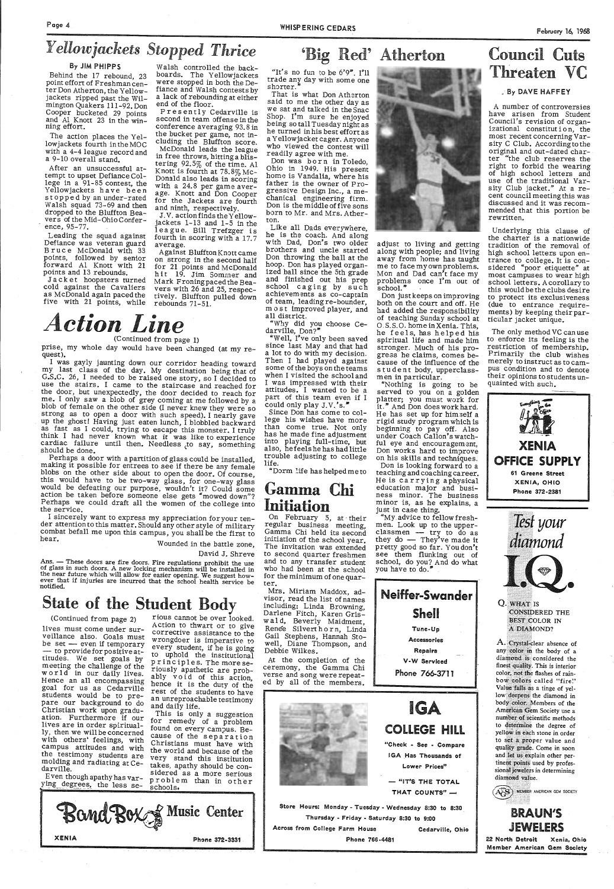# Yellowjackets Stopped Thrice

By JIM PHIPPS

Behind the 17 rebound, 23 point effort of Freshman center Don Atherton, the Yellowjackets ripped past the Wilmington Quakers 111-92. Don Cooper bucketed 29 points and Al Knott 23 in the winning effort.

The action places the Yellowjackets fourth in the MOC with a 4-4 league record and a 9-10 overall stand.

After an unsuccessful attempt to upset Defiance College in a 91-85 contest, the Yellowjackets have been stopped by an under-rated Walsh squad 73-69 and then dropped to the Bluffton Beavers of the Mid-Ohio Conference, 95-77.

Leading the squad against Defiance was veteran guard Bruce McDonald with 33 points, followed by senior forward Al Knott with 21 points and 13 rebounds.

Jacket hoopsters turned cold against the Cavaliers as McDonald again paced the five with 21 points, while Walsh controlled the backboards. The Yellowjackets were stopped in both the Defiance and Walsh contests by a lack of rebounding at either end of the floor.

Presently Cedarville is second in team offense in the conference averaging 93.8 in the bucket per game, not including the Bluffton score.

McDonald leads the league in free throws, hitting a blistering 92.5% of the time. Al Knott is fourth at 78.8%. McDonald also leads in scoring with a 24.8 per game average. Knott and Don Cooper for the Jackets are fourth and ninth, respectively.

J.V. action finds the Yellowjackets 1-13 and 1-5 in the league. Bill Trefzger is fourth in scoring with a 17.7 average.

Against Bluffton Knott came on strong in the second half for 21 points and McDonald hit 19. Jim Sommer and Mark Froning paced the Beavers with 26 and 25, respectively. Bluffton pulled down rebounds 71-51.

# Action Line

(Continued from page 1)

prise, my whole day would have been changed (at my request).

I was gayly jaunting down our corridor heading toward my last class of the day. My destination being that of G.S.C. 26, I needed to be raised one story, so I decided to use the stairs. I came to the staircase and reached for the door, but unexpectedly, the door decided to reach for me. I only saw a blob of grey coming at me followed by a blob of female on the other side (I never knew they were so strong as to open a door with such speed). I nearly gave up the ghost! Having just eaten lunch, I hobbled backward as fast as I could, trying to escape this monster. I truly think I had never known what it was like to experience cardiac failure until then. Needless to say, something should be done.

Perhaps a door with a partition of glass could be installed, making it possible for entrees to see if there be any female blobs on the other side about to open the door. Of course, this would have to be two-way glass, for one-way glass would be defeating our purpose, wouldn't it? Could some action be taken before someone else gets "mowed down"? Perhaps we could draft all the women of the college into the service.

I sincerely want to express my appreciation for your tender attention to this matter. Should any other style of military combat befall me upon this campus, you shall be the first to hear.

Wounded in the battle zone,

David J. Shreve

Ans. — These doors are fire doors. Fire regulations prohibit the use of glass in such doors. A new locking mechanism will be installed in the near future which will allow for easier opening. We suggest however that if injuries are incurred that the school health service be notified.

# State of the Student Body

(Continued from page 2)

lives must come under surveillance also. Goals must be set — even if temporary — to provide for positive attitudes. We set goals by meeting the challenge of the world in our daily lives. Hence an all encompassing goal for us as Cedarville students would be to prepare our background to do Christian work upon graduation. Furthermore if our lives are in order spiritually, then we will be concerned with others' feelings, with campus attitudes and with the testimony students are molding and radiating at Cedarville.

Even though apathy has varying degrees, the less serious cannot be over looked. Action to thwart or to give corrective assistance to the wrongdoer is imperative to every student, if he is going to uphold the institutional principles. The more seriously apathetic are probably void of this action, hence it is the duty of the rest of the students to have an unreproachable testimony and daily life.

This is only a suggestion for remedy of a problem found on every campus. Because of the separation Christians must have with the world and because of the very stand this institution takes, apathy should be considered as a more serious problem than in other schools.

# 'Big Red' Atherton

"It's no fun to be 6'9". I'll trade any day with some one shorter."

That is what Don Atherton said to me the other day as we sat and talked in the Snac Shop. I'm sure he enjoyed being so tall Tuesday night as he turned in his best effort as a Yellowjacket cager. Anyone who viewed the contest will readily agree with me.

Don was born in Toledo, Ohio in 1949. His present home is Vandalia, where his father is the owner of Progressive Design Inc., a mechanical engineering firm. Don is the middle of five sons born to Mr. and Mrs. Atherton.

Like all Dads everywhere, he is the coach. And along with Dad, Don's two older brothers and uncle started Don throwing the ball at the hoop. Don has played organized ball since the 5th grade and finished out his prep school caging by such achievements as co-captain of team, leading re-bounder, most improved player, and all district.

"Why did you choose Cedarville, Don?"

"Well, I've only been saved since last May and that had a lot to do with my decision. Then I had played against some of the boys on the teams when I visited the school and I was impressed with their attitudes. I wanted to be a part of this team even if I could only play J.V.'s."

Since Don has come to college his wishes have more than come true. Not only has he made fine adjustment into playing full-time, but also, he feels he has had little trouble adjusting to college life.

"Dorm life has helped me to adjust to living and getting along with people; and living away from home has taught me to face my own problems. Mom and Dad can't face my problems once I'm out of school."

Don just keeps on improving both on the court and off. He had added the responsibility of teaching Sunday school at O.S.S.O. home in Xenia. This, he feels, has helped his spiritual life and made him stronger. Much of his progress he claims, comes because of the influence of the student body, upperclassmen in particular.

"Nothing is going to be served to you on a golden platter; you must work for it." And Don does work hard. He has set up for himself a rigid study program which is beginning to pay off. Also under Coach Callon's watchful eye and encouragement, Don works hard to improve on his skills and techniques.

Don is looking forward to a teaching and coaching career. He is carrying a physical education major and business minor. The business minor is, as he explains, a just in case thing.

"My advice to fellow freshmen. Look up to the upperclassmen — try to do as they do — They've made it pretty good so far. You don't see them flunking out of school, do you? And do what you have to do."

# Gamma Chi Initiation

On February 5, at their regular business meeting, Gamma Chi held its second initiation of the school year. The invitation was extended to second quarter freshmen and to any transfer student who had been at the school for the minimum of one quarter.

Mrs. Miriam Maddox, advisor, read the list of names including: Linda Browning, Darlene Fitch, Karen Griswald, Beverly Maidment, Renee Silverthorn, Linda Gail Stephens, Hannah Stowell, Diane Thompson, and Debbie Wilkes.

At the completion of the ceremony, the Gamma Chi verse and song were repeated by all of the members.

# Council Cuts Threaten VC

By DAVE HAFFEY

A number of controversies have arisen from Student Council's revision of organizational constitution, the most recent concerning Varsity C Club. According to the original and out-dated charter "the club reserves the right to forbid the wearing of high school letters and use of the traditional Varsity Club jacket." At a recent council meeting this was discussed and it was recommended that this portion be rewritten.

Underlying this clause of the charter is a nationwide tradition of the removal of high school letters upon entrance to college. It is considered "poor etiquette" at most campuses to wear high school letters. A corollary to this would be the clubs desire to protect its exclusiveness (due to entrance requirements) by keeping their particular jacket unique.

The only method VC can use to enforce its feeling is the restriction of membership. Primarily the club wishes merely to instruct as to campus condition and to denote their opinions to students unquainted with such.

**Neiffer-Swander Shell**

Tune-Up
Accessories
Repairs
V-W Serviced
Phone 766-3711

**XENIA OFFICE SUPPLY**

61 Greene Street
XENIA, OHIO
Phone 372-2381

**Test your diamond I.Q.**

Q. WHAT IS CONSIDERED THE BEST COLOR IN A DIAMOND?

A. Crystal-clear absence of any color in the body of a diamond is considered the finest quality. This is interior color, not the flashes of rainbow colors called "fire." Value falls as a tinge of yellow deepens the diamond in body color. Members of the American Gem Society use a number of scientific methods to determine the degree of yellow in each stone in order to set a proper value and quality grade. Come in soon and let us explain other pertinent points used by professional jewelers in determining diamond value.

AGS MEMBER AMERICAN GEM SOCIETY

**BRAUN'S JEWELERS**

22 North Detroit Xenia, Ohio
Member American Gem Society

**IGA COLLEGE HILL**

"Check - See - Compare
IGA Has Thousands of
Lower Prices"

— "IT'S THE TOTAL THAT COUNTS" —

Store Hours: Monday - Tuesday - Wednesday 8:30 to 8:30
Thursday - Friday - Saturday 8:30 to 9:00
Across from College Farm House Cedarville, Ohio
Phone 766-4481

**Bond Box Music Center**

XENIA Phone 372-3331